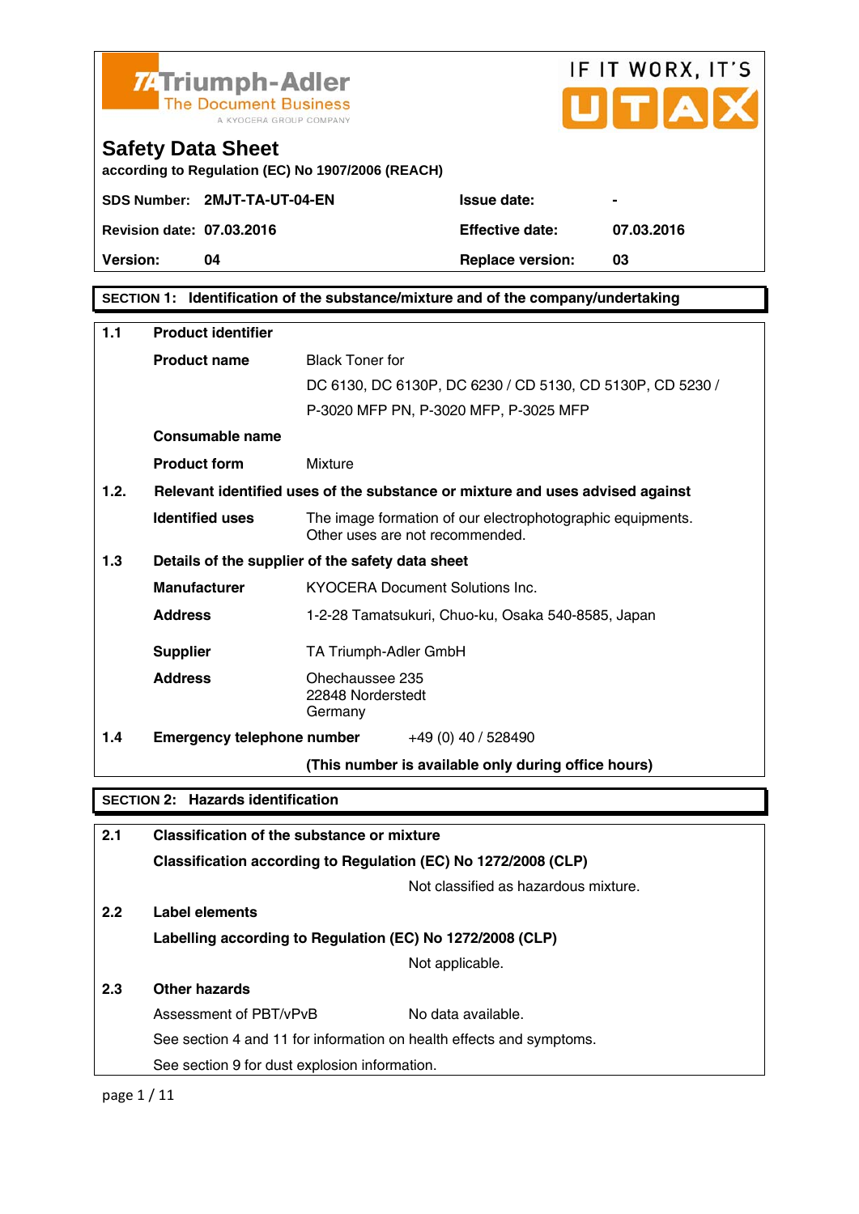Triumph-Adler
The Document Business
A KYOCERA GROUP COMPANY

IF IT WORX, IT'S UTAX

# Safety Data Sheet

according to Regulation (EC) No 1907/2006 (REACH)

| | | | |
|---|---|---|---|
| **SDS Number:** | **2MJT-TA-UT-04-EN** | **Issue date:** | **-** |
| **Revision date:** | **07.03.2016** | **Effective date:** | **07.03.2016** |
| **Version:** | **04** | **Replace version:** | **03** |

## SECTION 1: Identification of the substance/mixture and of the company/undertaking

**1.1 Product identifier**

| | |
|---|---|
| **Product name** | Black Toner for<br>DC 6130, DC 6130P, DC 6230 / CD 5130, CD 5130P, CD 5230 /<br>P-3020 MFP PN, P-3020 MFP, P-3025 MFP |
| **Consumable name** | |
| **Product form** | Mixture |

**1.2. Relevant identified uses of the substance or mixture and uses advised against**

| | |
|---|---|
| **Identified uses** | The image formation of our electrophotographic equipments.<br>Other uses are not recommended. |

**1.3 Details of the supplier of the safety data sheet**

| | |
|---|---|
| **Manufacturer** | KYOCERA Document Solutions Inc. |
| **Address** | 1-2-28 Tamatsukuri, Chuo-ku, Osaka 540-8585, Japan |
| **Supplier** | TA Triumph-Adler GmbH |
| **Address** | Ohechaussee 235<br>22848 Norderstedt<br>Germany |

**1.4 Emergency telephone number** +49 (0) 40 / 528490

**(This number is available only during office hours)**

## SECTION 2: Hazards identification

**2.1 Classification of the substance or mixture**

**Classification according to Regulation (EC) No 1272/2008 (CLP)**

Not classified as hazardous mixture.

**2.2 Label elements**

**Labelling according to Regulation (EC) No 1272/2008 (CLP)**

Not applicable.

**2.3 Other hazards**

Assessment of PBT/vPvB No data available.

See section 4 and 11 for information on health effects and symptoms.

See section 9 for dust explosion information.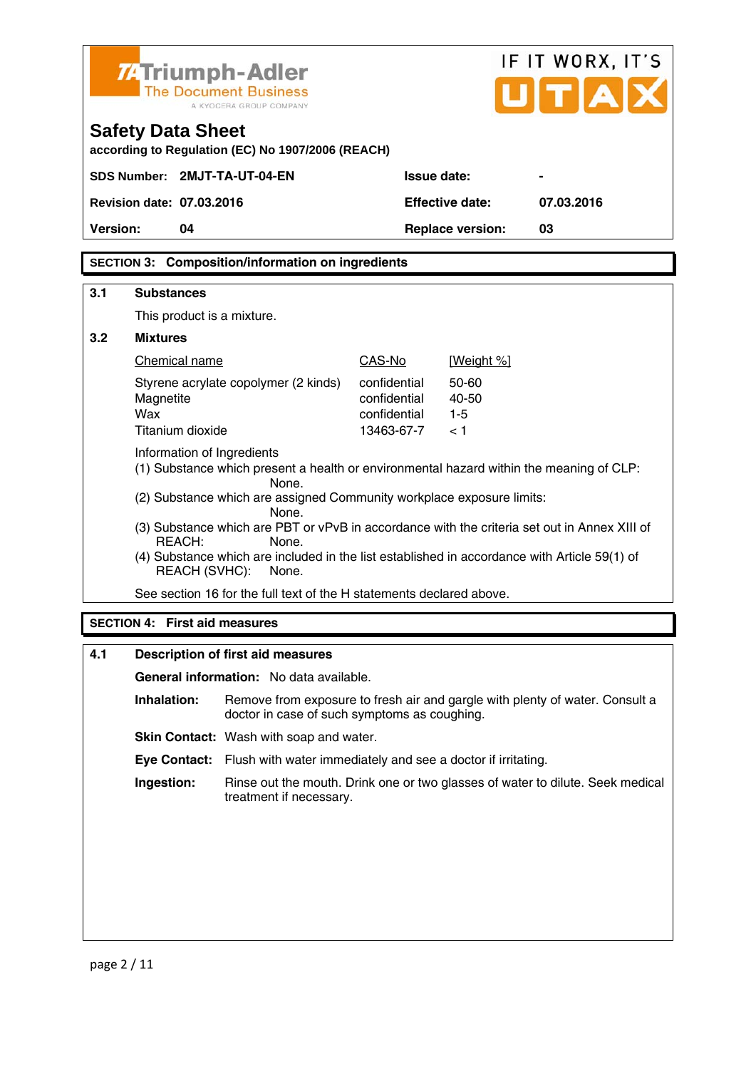# Safety Data Sheet

**according to Regulation (EC) No 1907/2006 (REACH)**

| | | | |
|---|---|---|---|
| **SDS Number:** | **2MJT-TA-UT-04-EN** | **Issue date:** | **-** |
| **Revision date:** | **07.03.2016** | **Effective date:** | **07.03.2016** |
| **Version:** | **04** | **Replace version:** | **03** |

## SECTION 3: Composition/information on ingredients

### 3.1 Substances

This product is a mixture.

### 3.2 Mixtures

| Chemical name | CAS-No | [Weight %] |
|---|---|---|
| Styrene acrylate copolymer (2 kinds) | confidential | 50-60 |
| Magnetite | confidential | 40-50 |
| Wax | confidential | 1-5 |
| Titanium dioxide | 13463-67-7 | < 1 |

Information of Ingredients

(1) Substance which present a health or environmental hazard within the meaning of CLP: None.

(2) Substance which are assigned Community workplace exposure limits: None.

(3) Substance which are PBT or vPvB in accordance with the criteria set out in Annex XIII of REACH: None.

(4) Substance which are included in the list established in accordance with Article 59(1) of REACH (SVHC): None.

See section 16 for the full text of the H statements declared above.

## SECTION 4: First aid measures

### 4.1 Description of first aid measures

**General information:** No data available.

**Inhalation:** Remove from exposure to fresh air and gargle with plenty of water. Consult a doctor in case of such symptoms as coughing.

**Skin Contact:** Wash with soap and water.

**Eye Contact:** Flush with water immediately and see a doctor if irritating.

**Ingestion:** Rinse out the mouth. Drink one or two glasses of water to dilute. Seek medical treatment if necessary.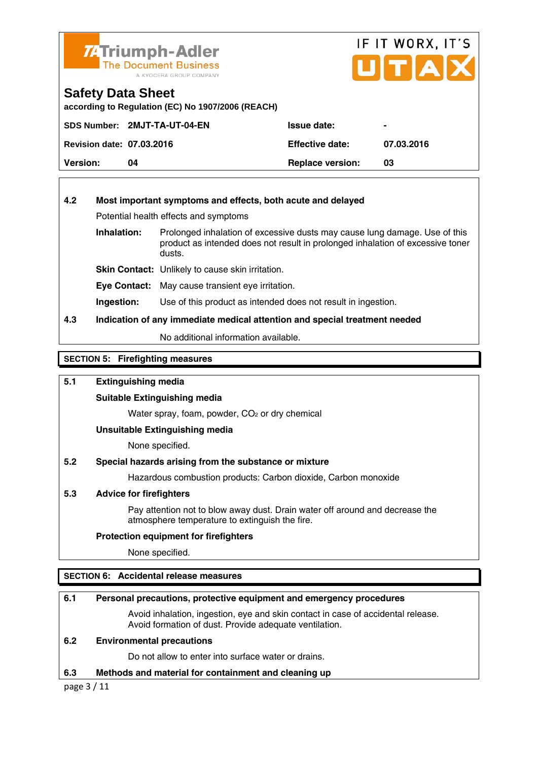Triumph-Adler
The Document Business
A KYOCERA GROUP COMPANY

IF IT WORX, IT'S UTAX

# Safety Data Sheet

according to Regulation (EC) No 1907/2006 (REACH)

| **SDS Number:** | **2MJT-TA-UT-04-EN** | **Issue date:** | **-** |
|---|---|---|---|
| **Revision date:** | **07.03.2016** | **Effective date:** | **07.03.2016** |
| **Version:** | **04** | **Replace version:** | **03** |

**4.2 Most important symptoms and effects, both acute and delayed**

Potential health effects and symptoms

**Inhalation:** Prolonged inhalation of excessive dusts may cause lung damage. Use of this product as intended does not result in prolonged inhalation of excessive toner dusts.

**Skin Contact:** Unlikely to cause skin irritation.

**Eye Contact:** May cause transient eye irritation.

**Ingestion:** Use of this product as intended does not result in ingestion.

**4.3 Indication of any immediate medical attention and special treatment needed**

No additional information available.

## SECTION 5: Firefighting measures

**5.1 Extinguishing media**

**Suitable Extinguishing media**

Water spray, foam, powder, $CO_2$ or dry chemical

**Unsuitable Extinguishing media**

None specified.

**5.2 Special hazards arising from the substance or mixture**

Hazardous combustion products: Carbon dioxide, Carbon monoxide

**5.3 Advice for firefighters**

Pay attention not to blow away dust. Drain water off around and decrease the atmosphere temperature to extinguish the fire.

**Protection equipment for firefighters**

None specified.

## SECTION 6: Accidental release measures

**6.1 Personal precautions, protective equipment and emergency procedures**

Avoid inhalation, ingestion, eye and skin contact in case of accidental release. Avoid formation of dust. Provide adequate ventilation.

**6.2 Environmental precautions**

Do not allow to enter into surface water or drains.

**6.3 Methods and material for containment and cleaning up**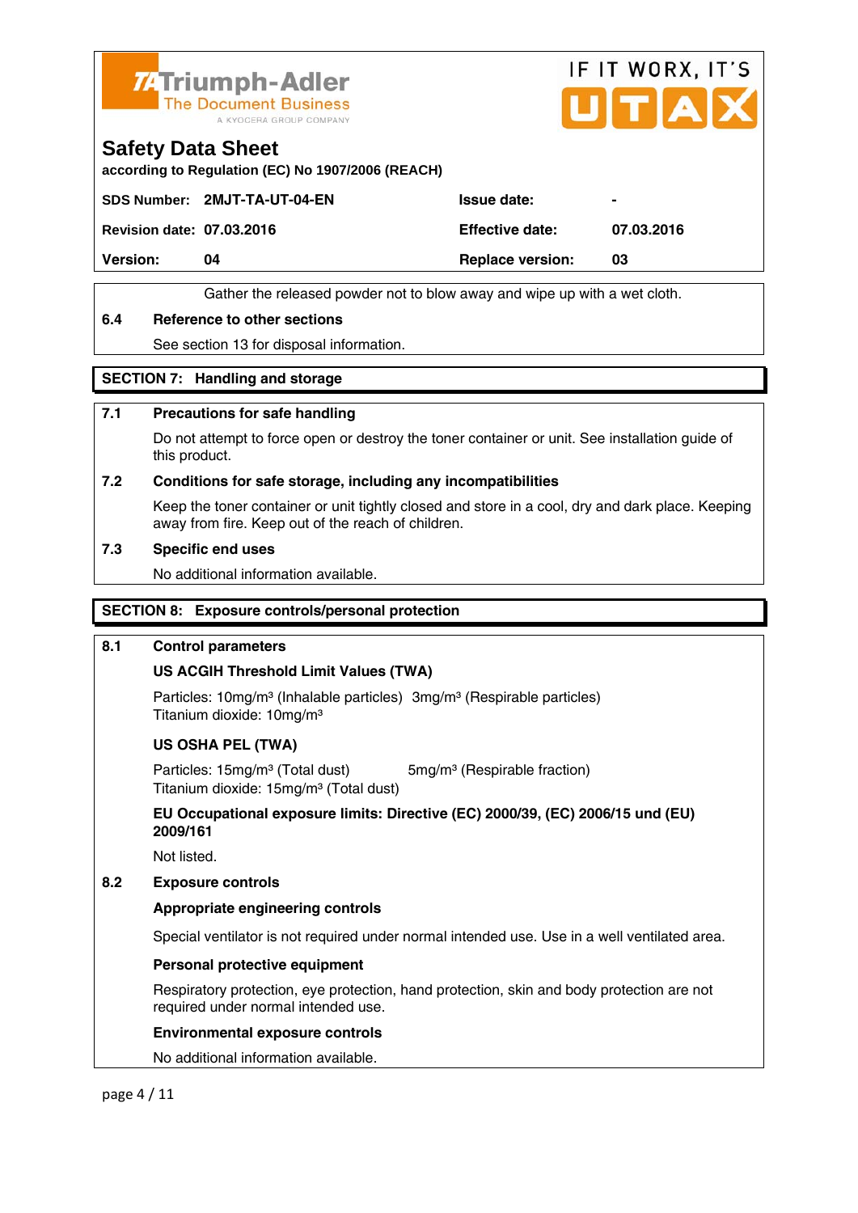Gather the released powder not to blow away and wipe up with a wet cloth.

### 6.4 Reference to other sections

See section 13 for disposal information.

## SECTION 7: Handling and storage

### 7.1 Precautions for safe handling

Do not attempt to force open or destroy the toner container or unit. See installation guide of this product.

### 7.2 Conditions for safe storage, including any incompatibilities

Keep the toner container or unit tightly closed and store in a cool, dry and dark place. Keeping away from fire. Keep out of the reach of children.

### 7.3 Specific end uses

No additional information available.

## SECTION 8: Exposure controls/personal protection

### 8.1 Control parameters

**US ACGIH Threshold Limit Values (TWA)**

Particles: 10mg/m³ (Inhalable particles) 3mg/m³ (Respirable particles)
Titanium dioxide: 10mg/m³

**US OSHA PEL (TWA)**

Particles: 15mg/m³ (Total dust) 5mg/m³ (Respirable fraction)
Titanium dioxide: 15mg/m³ (Total dust)

**EU Occupational exposure limits: Directive (EC) 2000/39, (EC) 2006/15 und (EU) 2009/161**

Not listed.

### 8.2 Exposure controls

**Appropriate engineering controls**

Special ventilator is not required under normal intended use. Use in a well ventilated area.

**Personal protective equipment**

Respiratory protection, eye protection, hand protection, skin and body protection are not required under normal intended use.

**Environmental exposure controls**

No additional information available.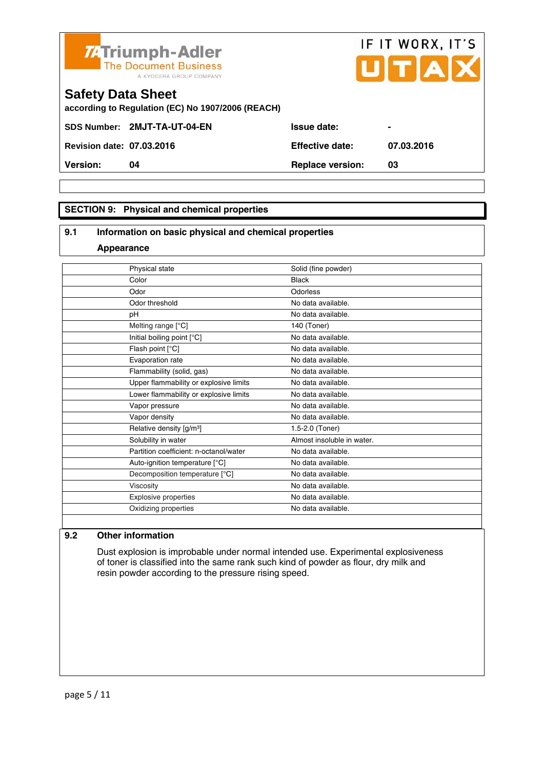**Triumph-Adler** The Document Business
A KYOCERA GROUP COMPANY

IF IT WORX, IT'S UTAX

# Safety Data Sheet

**according to Regulation (EC) No 1907/2006 (REACH)**

| | | | |
|---|---|---|---|
| **SDS Number:** | **2MJT-TA-UT-04-EN** | **Issue date:** | **-** |
| **Revision date:** | **07.03.2016** | **Effective date:** | **07.03.2016** |
| **Version:** | **04** | **Replace version:** | **03** |

## SECTION 9: Physical and chemical properties

### 9.1 Information on basic physical and chemical properties

**Appearance**

| | |
|---|---|
| Physical state | Solid (fine powder) |
| Color | Black |
| Odor | Odorless |
| Odor threshold | No data available. |
| pH | No data available. |
| Melting range [°C] | 140 (Toner) |
| Initial boiling point [°C] | No data available. |
| Flash point [°C] | No data available. |
| Evaporation rate | No data available. |
| Flammability (solid, gas) | No data available. |
| Upper flammability or explosive limits | No data available. |
| Lower flammability or explosive limits | No data available. |
| Vapor pressure | No data available. |
| Vapor density | No data available. |
| Relative density [g/m³] | 1.5-2.0 (Toner) |
| Solubility in water | Almost insoluble in water. |
| Partition coefficient: n-octanol/water | No data available. |
| Auto-ignition temperature [°C] | No data available. |
| Decomposition temperature [°C] | No data available. |
| Viscosity | No data available. |
| Explosive properties | No data available. |
| Oxidizing properties | No data available. |

### 9.2 Other information

Dust explosion is improbable under normal intended use. Experimental explosiveness of toner is classified into the same rank such kind of powder as flour, dry milk and resin powder according to the pressure rising speed.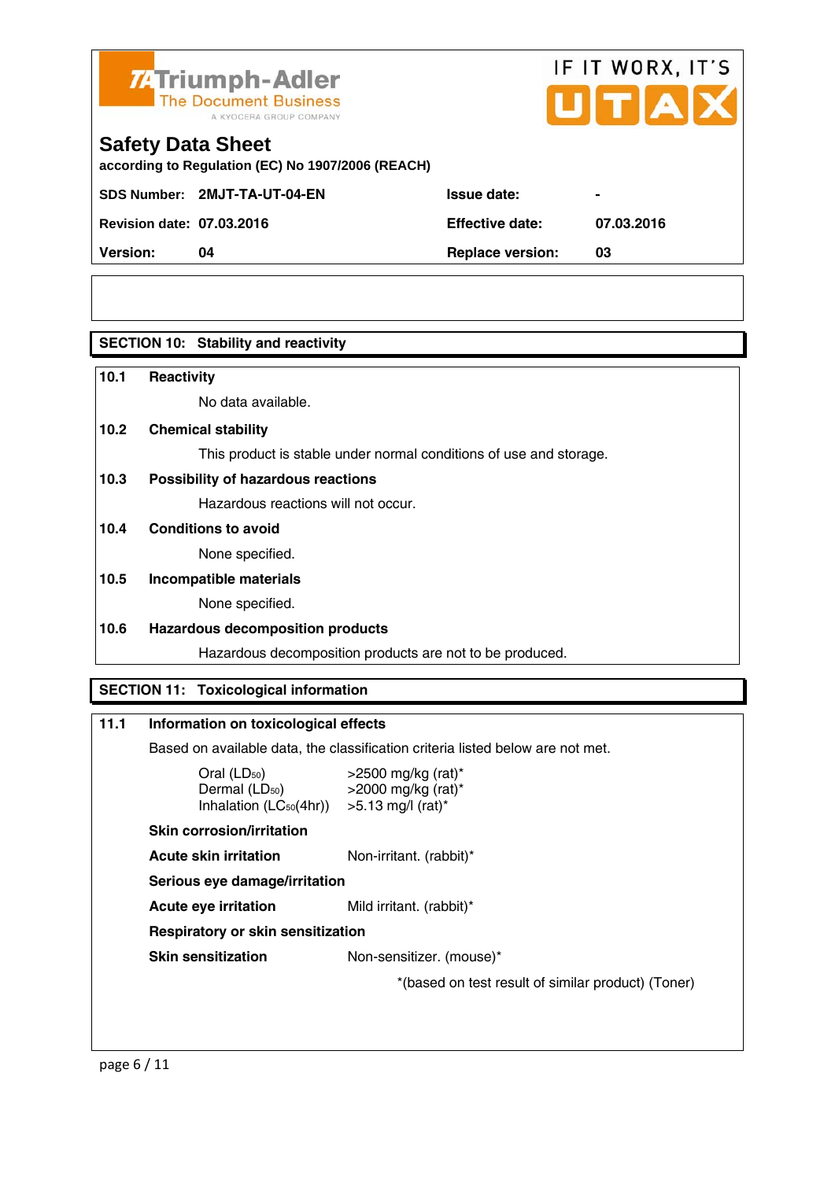Triumph-Adler
The Document Business
A KYOCERA GROUP COMPANY

IF IT WORX, IT'S UTAX

# Safety Data Sheet

**according to Regulation (EC) No 1907/2006 (REACH)**

| | | | |
|---|---|---|---|
| **SDS Number:** | **2MJT-TA-UT-04-EN** | **Issue date:** | **-** |
| **Revision date:** | **07.03.2016** | **Effective date:** | **07.03.2016** |
| **Version:** | **04** | **Replace version:** | **03** |

## SECTION 10: Stability and reactivity

**10.1 Reactivity**

No data available.

**10.2 Chemical stability**

This product is stable under normal conditions of use and storage.

**10.3 Possibility of hazardous reactions**

Hazardous reactions will not occur.

**10.4 Conditions to avoid**

None specified.

**10.5 Incompatible materials**

None specified.

**10.6 Hazardous decomposition products**

Hazardous decomposition products are not to be produced.

## SECTION 11: Toxicological information

**11.1 Information on toxicological effects**

Based on available data, the classification criteria listed below are not met.

| | |
|---|---|
| Oral ($LD_{50}$) | >2500 mg/kg (rat)* |
| Dermal ($LD_{50}$) | >2000 mg/kg (rat)* |
| Inhalation ($LC_{50}$(4hr)) | >5.13 mg/l (rat)* |

**Skin corrosion/irritation**

**Acute skin irritation** Non-irritant. (rabbit)*

**Serious eye damage/irritation**

**Acute eye irritation** Mild irritant. (rabbit)*

**Respiratory or skin sensitization**

**Skin sensitization** Non-sensitizer. (mouse)*

*(based on test result of similar product) (Toner)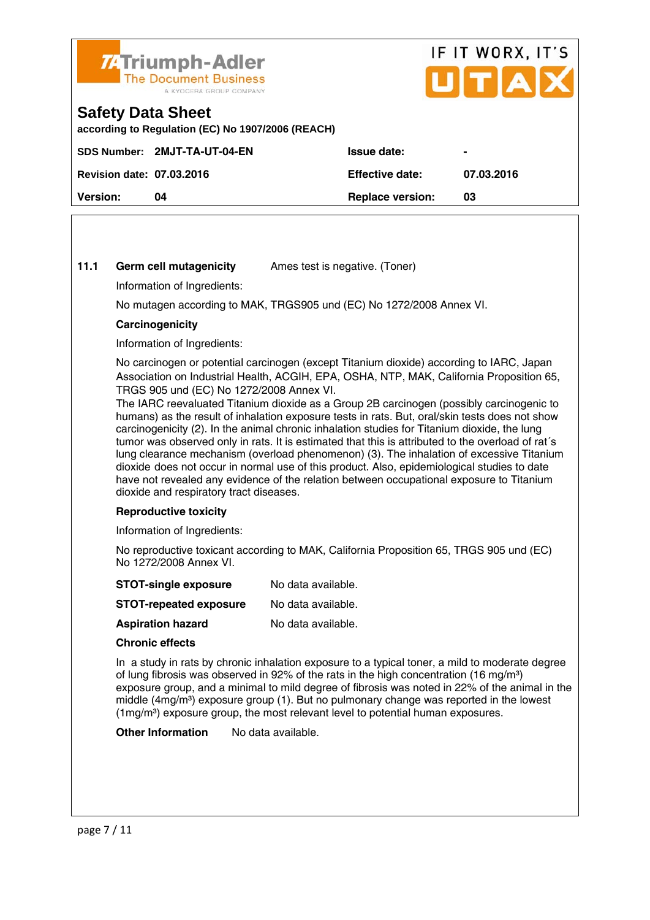**Safety Data Sheet**

**according to Regulation (EC) No 1907/2006 (REACH)**

| | | | |
|---|---|---|---|
| **SDS Number:** | **2MJT-TA-UT-04-EN** | **Issue date:** | **-** |
| **Revision date:** | **07.03.2016** | **Effective date:** | **07.03.2016** |
| **Version:** | **04** | **Replace version:** | **03** |

**11.1 Germ cell mutagenicity** Ames test is negative. (Toner)

Information of Ingredients:

No mutagen according to MAK, TRGS905 und (EC) No 1272/2008 Annex VI.

**Carcinogenicity**

Information of Ingredients:

No carcinogen or potential carcinogen (except Titanium dioxide) according to IARC, Japan Association on Industrial Health, ACGIH, EPA, OSHA, NTP, MAK, California Proposition 65, TRGS 905 und (EC) No 1272/2008 Annex VI.
The IARC reevaluated Titanium dioxide as a Group 2B carcinogen (possibly carcinogenic to humans) as the result of inhalation exposure tests in rats. But, oral/skin tests does not show carcinogenicity (2). In the animal chronic inhalation studies for Titanium dioxide, the lung tumor was observed only in rats. It is estimated that this is attributed to the overload of rat´s lung clearance mechanism (overload phenomenon) (3). The inhalation of excessive Titanium dioxide does not occur in normal use of this product. Also, epidemiological studies to date have not revealed any evidence of the relation between occupational exposure to Titanium dioxide and respiratory tract diseases.

**Reproductive toxicity**

Information of Ingredients:

No reproductive toxicant according to MAK, California Proposition 65, TRGS 905 und (EC) No 1272/2008 Annex VI.

**STOT-single exposure** No data available.

**STOT-repeated exposure** No data available.

**Aspiration hazard** No data available.

**Chronic effects**

In a study in rats by chronic inhalation exposure to a typical toner, a mild to moderate degree of lung fibrosis was observed in 92% of the rats in the high concentration (16 mg/m$^3$) exposure group, and a minimal to mild degree of fibrosis was noted in 22% of the animal in the middle (4mg/m$^3$) exposure group (1). But no pulmonary change was reported in the lowest (1mg/m$^3$) exposure group, the most relevant level to potential human exposures.

**Other Information** No data available.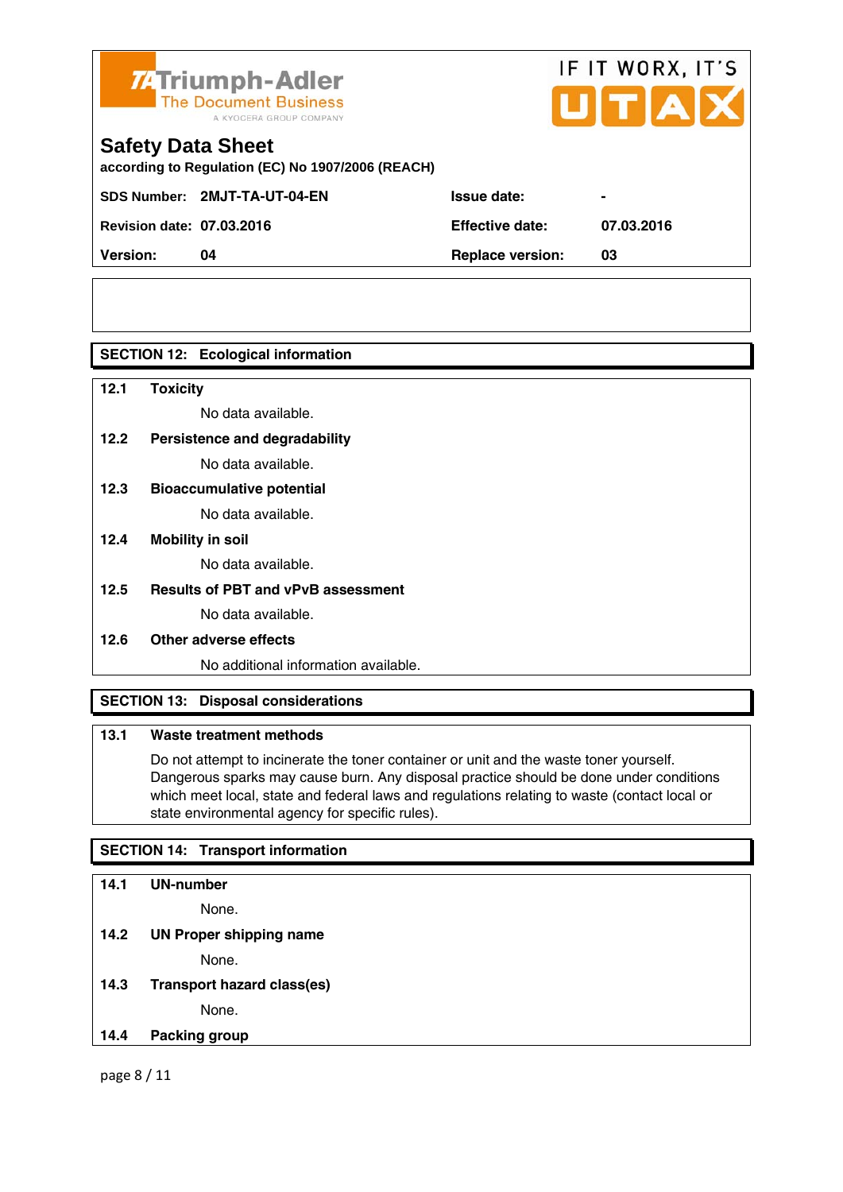Triumph-Adler
The Document Business
A KYOCERA GROUP COMPANY

IF IT WORX, IT'S UTAX

# Safety Data Sheet

**according to Regulation (EC) No 1907/2006 (REACH)**

| | | | |
|---|---|---|---|
| **SDS Number:** | **2MJT-TA-UT-04-EN** | **Issue date:** | **-** |
| **Revision date:** | **07.03.2016** | **Effective date:** | **07.03.2016** |
| **Version:** | **04** | **Replace version:** | **03** |

## SECTION 12: Ecological information

**12.1 Toxicity**

No data available.

**12.2 Persistence and degradability**

No data available.

**12.3 Bioaccumulative potential**

No data available.

**12.4 Mobility in soil**

No data available.

**12.5 Results of PBT and vPvB assessment**

No data available.

**12.6 Other adverse effects**

No additional information available.

## SECTION 13: Disposal considerations

**13.1 Waste treatment methods**

Do not attempt to incinerate the toner container or unit and the waste toner yourself. Dangerous sparks may cause burn. Any disposal practice should be done under conditions which meet local, state and federal laws and regulations relating to waste (contact local or state environmental agency for specific rules).

## SECTION 14: Transport information

**14.1 UN-number**

None.

**14.2 UN Proper shipping name**

None.

**14.3 Transport hazard class(es)**

None.

**14.4 Packing group**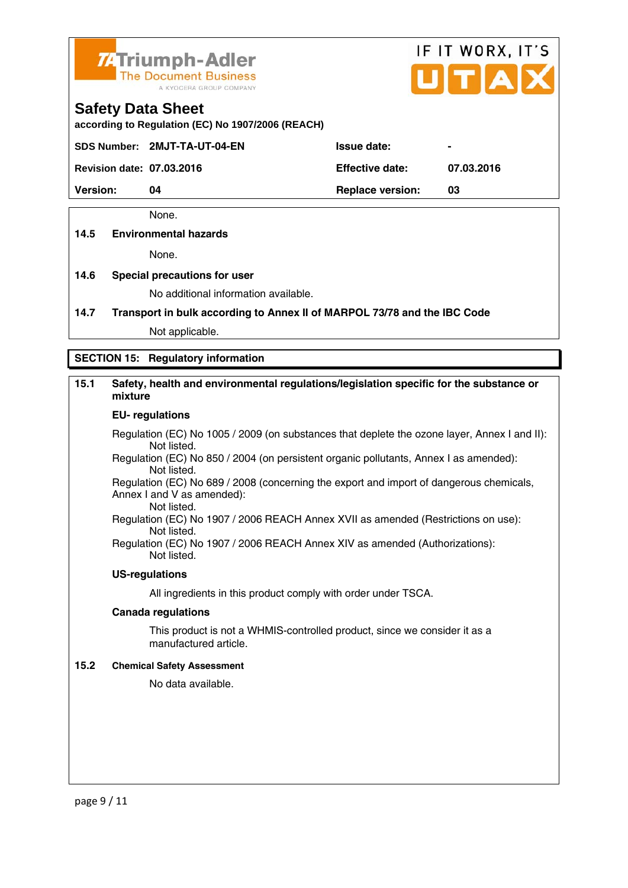None.

### 14.5 Environmental hazards

None.

### 14.6 Special precautions for user

No additional information available.

### 14.7 Transport in bulk according to Annex II of MARPOL 73/78 and the IBC Code

Not applicable.

## SECTION 15: Regulatory information

### 15.1 Safety, health and environmental regulations/legislation specific for the substance or mixture

**EU- regulations**

Regulation (EC) No 1005 / 2009 (on substances that deplete the ozone layer, Annex I and II):
Not listed.

Regulation (EC) No 850 / 2004 (on persistent organic pollutants, Annex I as amended):
Not listed.

Regulation (EC) No 689 / 2008 (concerning the export and import of dangerous chemicals, Annex I and V as amended):
Not listed.

Regulation (EC) No 1907 / 2006 REACH Annex XVII as amended (Restrictions on use):
Not listed.

Regulation (EC) No 1907 / 2006 REACH Annex XIV as amended (Authorizations):
Not listed.

**US-regulations**

All ingredients in this product comply with order under TSCA.

**Canada regulations**

This product is not a WHMIS-controlled product, since we consider it as a manufactured article.

### 15.2 Chemical Safety Assessment

No data available.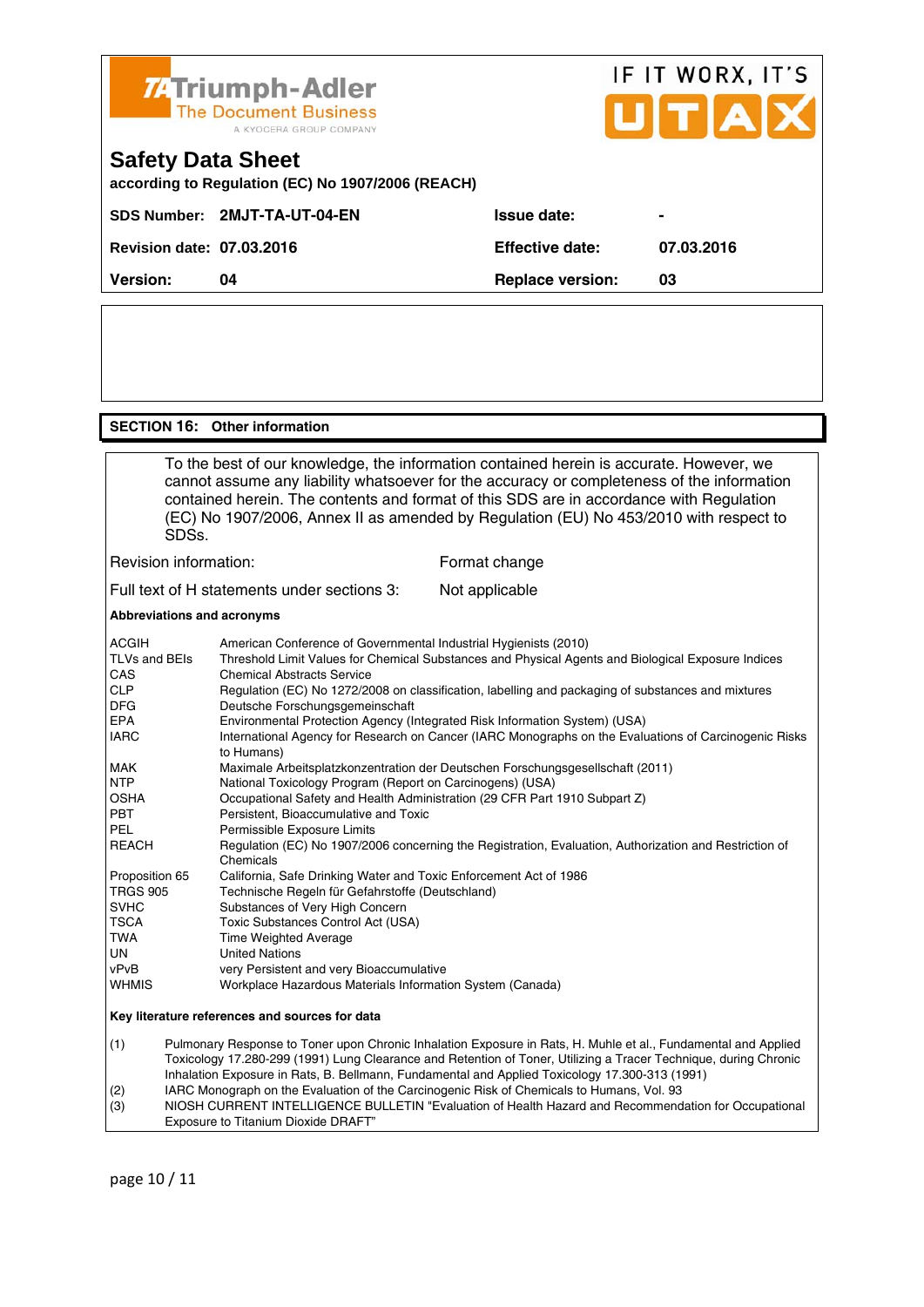Triumph-Adler
The Document Business
A KYOCERA GROUP COMPANY

IF IT WORX, IT'S UTAX

# Safety Data Sheet

**according to Regulation (EC) No 1907/2006 (REACH)**

| | | | |
|---|---|---|---|
| **SDS Number:** | **2MJT-TA-UT-04-EN** | **Issue date:** | **-** |
| **Revision date:** | **07.03.2016** | **Effective date:** | **07.03.2016** |
| **Version:** | **04** | **Replace version:** | **03** |

## SECTION 16: Other information

To the best of our knowledge, the information contained herein is accurate. However, we cannot assume any liability whatsoever for the accuracy or completeness of the information contained herein. The contents and format of this SDS are in accordance with Regulation (EC) No 1907/2006, Annex II as amended by Regulation (EU) No 453/2010 with respect to SDSs.

Revision information: Format change

Full text of H statements under sections 3: Not applicable

**Abbreviations and acronyms**

| | |
|---|---|
| ACGIH | American Conference of Governmental Industrial Hygienists (2010) |
| TLVs and BEIs | Threshold Limit Values for Chemical Substances and Physical Agents and Biological Exposure Indices |
| CAS | Chemical Abstracts Service |
| CLP | Regulation (EC) No 1272/2008 on classification, labelling and packaging of substances and mixtures |
| DFG | Deutsche Forschungsgemeinschaft |
| EPA | Environmental Protection Agency (Integrated Risk Information System) (USA) |
| IARC | International Agency for Research on Cancer (IARC Monographs on the Evaluations of Carcinogenic Risks to Humans) |
| MAK | Maximale Arbeitsplatzkonzentration der Deutschen Forschungsgesellschaft (2011) |
| NTP | National Toxicology Program (Report on Carcinogens) (USA) |
| OSHA | Occupational Safety and Health Administration (29 CFR Part 1910 Subpart Z) |
| PBT | Persistent, Bioaccumulative and Toxic |
| PEL | Permissible Exposure Limits |
| REACH | Regulation (EC) No 1907/2006 concerning the Registration, Evaluation, Authorization and Restriction of Chemicals |
| Proposition 65 | California, Safe Drinking Water and Toxic Enforcement Act of 1986 |
| TRGS 905 | Technische Regeln für Gefahrstoffe (Deutschland) |
| SVHC | Substances of Very High Concern |
| TSCA | Toxic Substances Control Act (USA) |
| TWA | Time Weighted Average |
| UN | United Nations |
| vPvB | very Persistent and very Bioaccumulative |
| WHMIS | Workplace Hazardous Materials Information System (Canada) |

**Key literature references and sources for data**

(1) Pulmonary Response to Toner upon Chronic Inhalation Exposure in Rats, H. Muhle et al., Fundamental and Applied Toxicology 17.280-299 (1991) Lung Clearance and Retention of Toner, Utilizing a Tracer Technique, during Chronic Inhalation Exposure in Rats, B. Bellmann, Fundamental and Applied Toxicology 17.300-313 (1991)

(2) IARC Monograph on the Evaluation of the Carcinogenic Risk of Chemicals to Humans, Vol. 93

(3) NIOSH CURRENT INTELLIGENCE BULLETIN "Evaluation of Health Hazard and Recommendation for Occupational Exposure to Titanium Dioxide DRAFT"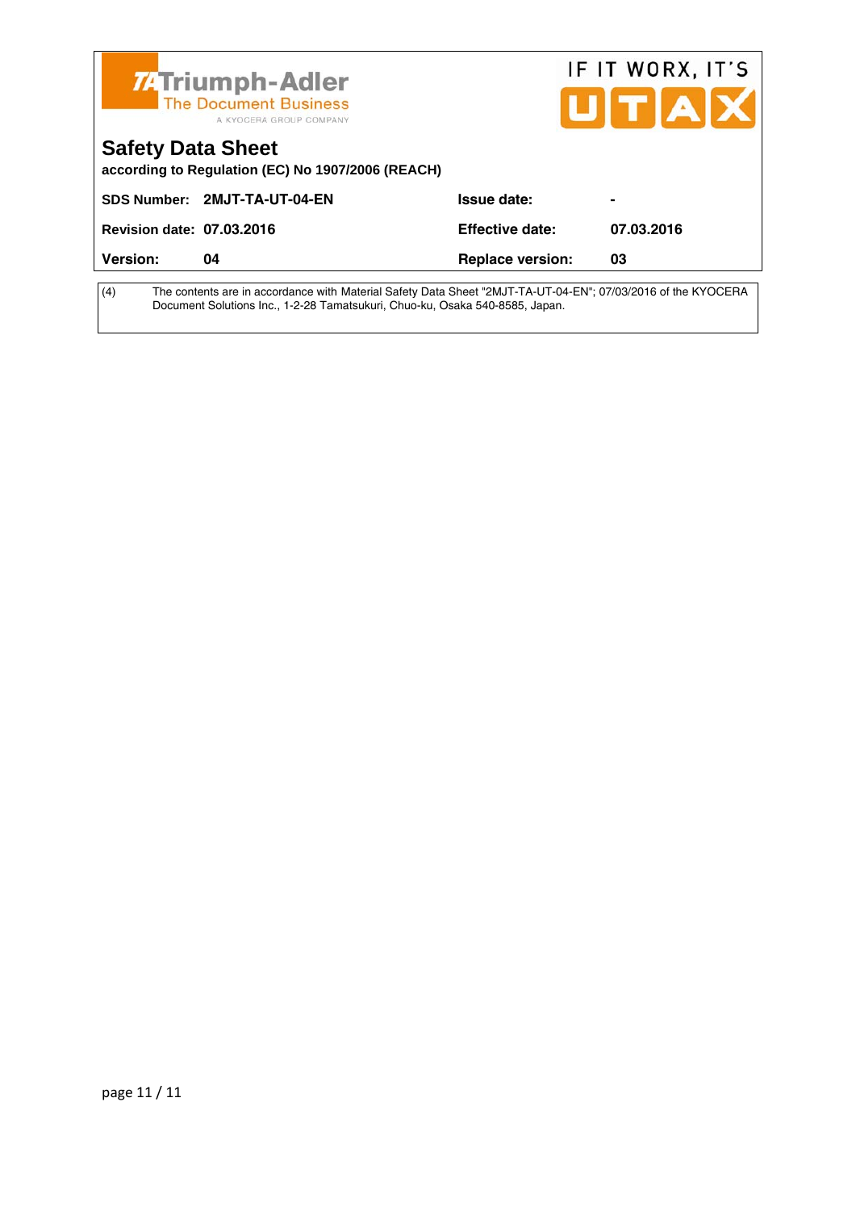(4) The contents are in accordance with Material Safety Data Sheet "2MJT-TA-UT-04-EN"; 07/03/2016 of the KYOCERA Document Solutions Inc., 1-2-28 Tamatsukuri, Chuo-ku, Osaka 540-8585, Japan.